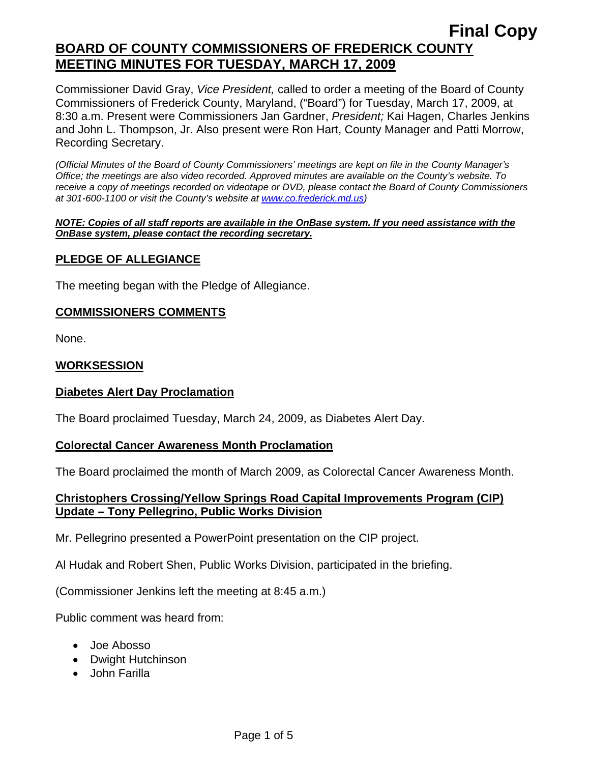**Final Copy**

# BOARD OF COUNTY COMMISSIONERS OF FREDERICK COUNTY MEETING MINUTES FOR TUESDAY, MARCH 17, 2009

Commissioner David Gray, *Vice President,* called to order a meeting of the Board of County Commissioners of Frederick County, Maryland, ("Board") for Tuesday, March 17, 2009, at 8:30 a.m. Present were Commissioners Jan Gardner, *President;* Kai Hagen, Charles Jenkins and John L. Thompson, Jr. Also present were Ron Hart, County Manager and Patti Morrow, Recording Secretary.

*(Official Minutes of the Board of County Commissioners' meetings are kept on file in the County Manager's Office; the meetings are also video recorded. Approved minutes are available on the County's website. To receive a copy of meetings recorded on videotape or DVD, please contact the Board of County Commissioners at 301-600-1100 or visit the County's website at www.co.frederick.md.us)*

***NOTE: Copies of all staff reports are available in the OnBase system. If you need assistance with the OnBase system, please contact the recording secretary.***

## PLEDGE OF ALLEGIANCE

The meeting began with the Pledge of Allegiance.

## COMMISSIONERS COMMENTS

None.

## WORKSESSION

### Diabetes Alert Day Proclamation

The Board proclaimed Tuesday, March 24, 2009, as Diabetes Alert Day.

### Colorectal Cancer Awareness Month Proclamation

The Board proclaimed the month of March 2009, as Colorectal Cancer Awareness Month.

### Christophers Crossing/Yellow Springs Road Capital Improvements Program (CIP) Update – Tony Pellegrino, Public Works Division

Mr. Pellegrino presented a PowerPoint presentation on the CIP project.

Al Hudak and Robert Shen, Public Works Division, participated in the briefing.

(Commissioner Jenkins left the meeting at 8:45 a.m.)

Public comment was heard from:

- Joe Abosso
- Dwight Hutchinson
- John Farilla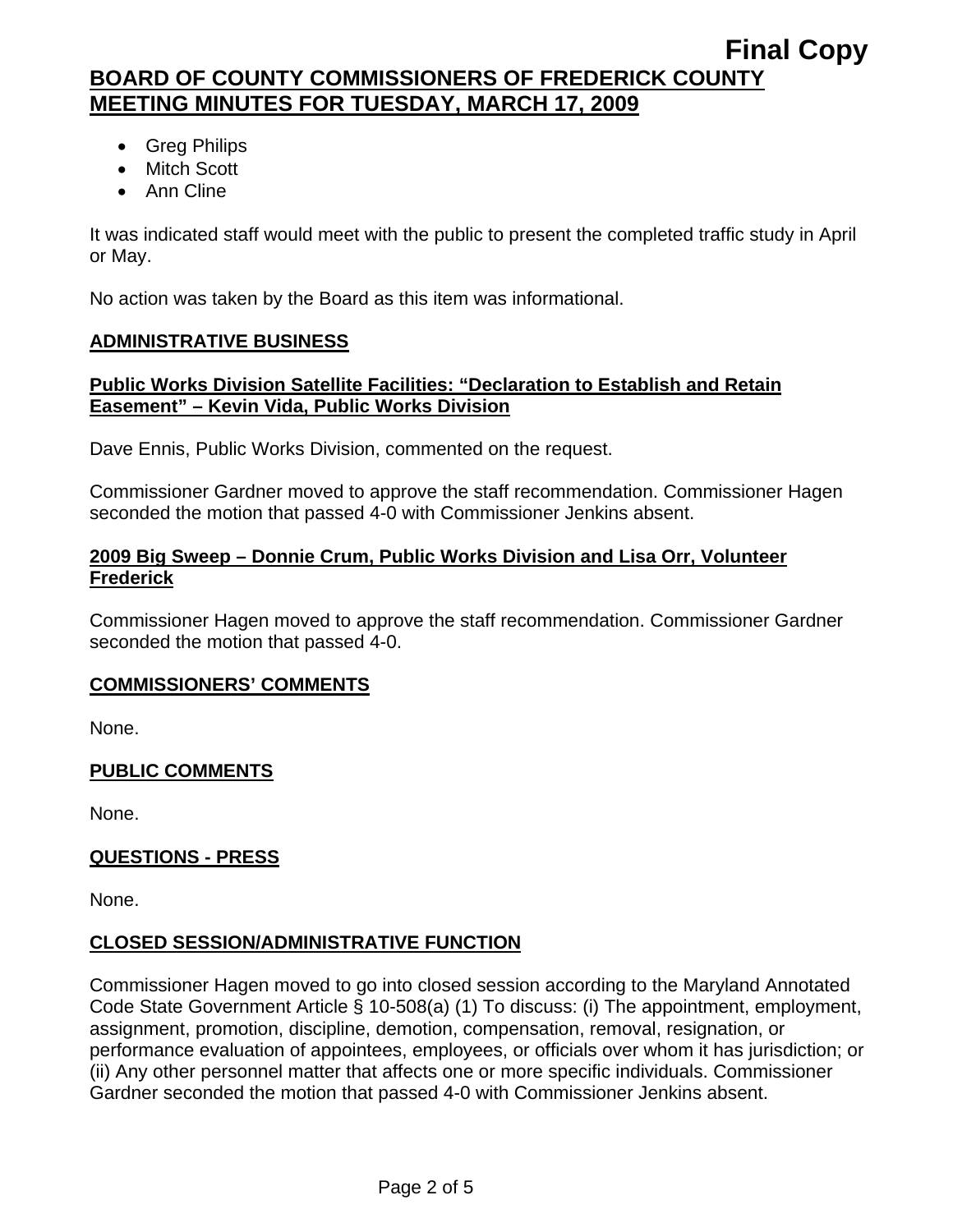- Greg Philips
- Mitch Scott
- Ann Cline

It was indicated staff would meet with the public to present the completed traffic study in April or May.

No action was taken by the Board as this item was informational.

## ADMINISTRATIVE BUSINESS

### Public Works Division Satellite Facilities: "Declaration to Establish and Retain Easement" – Kevin Vida, Public Works Division

Dave Ennis, Public Works Division, commented on the request.

Commissioner Gardner moved to approve the staff recommendation. Commissioner Hagen seconded the motion that passed 4-0 with Commissioner Jenkins absent.

### 2009 Big Sweep – Donnie Crum, Public Works Division and Lisa Orr, Volunteer Frederick

Commissioner Hagen moved to approve the staff recommendation. Commissioner Gardner seconded the motion that passed 4-0.

## COMMISSIONERS' COMMENTS

None.

## PUBLIC COMMENTS

None.

## QUESTIONS - PRESS

None.

## CLOSED SESSION/ADMINISTRATIVE FUNCTION

Commissioner Hagen moved to go into closed session according to the Maryland Annotated Code State Government Article § 10-508(a) (1) To discuss: (i) The appointment, employment, assignment, promotion, discipline, demotion, compensation, removal, resignation, or performance evaluation of appointees, employees, or officials over whom it has jurisdiction; or (ii) Any other personnel matter that affects one or more specific individuals. Commissioner Gardner seconded the motion that passed 4-0 with Commissioner Jenkins absent.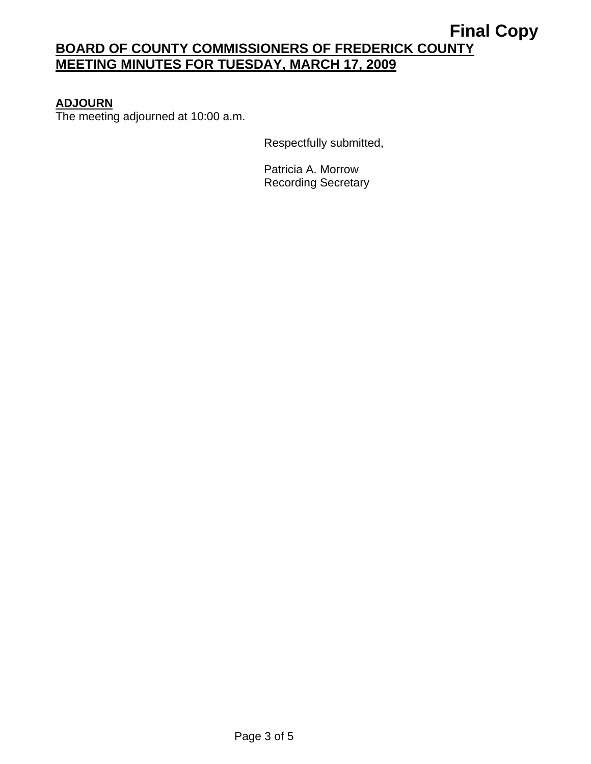**ADJOURN**
The meeting adjourned at 10:00 a.m.

Respectfully submitted,

Patricia A. Morrow
Recording Secretary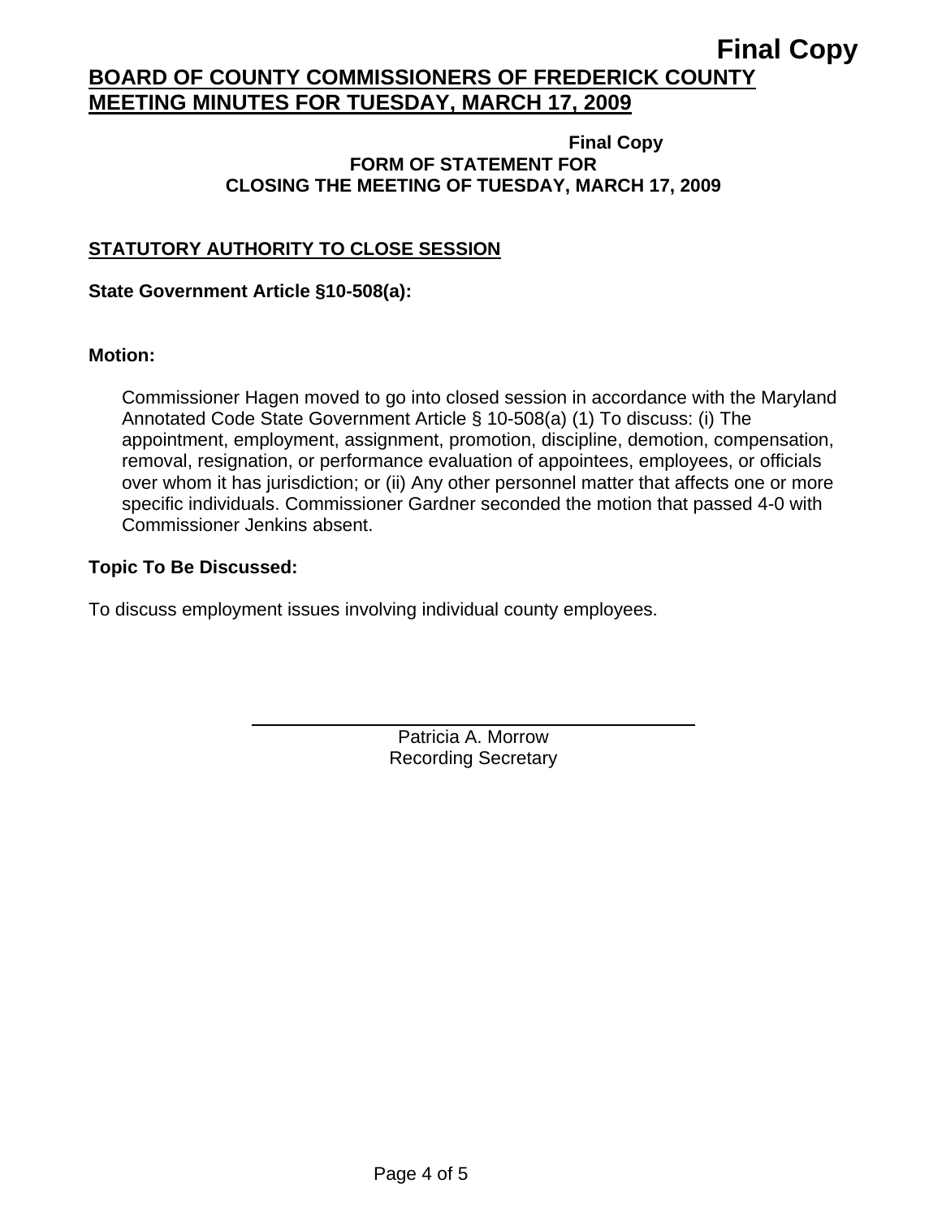**Final Copy**

# BOARD OF COUNTY COMMISSIONERS OF FREDERICK COUNTY MEETING MINUTES FOR TUESDAY, MARCH 17, 2009

**Final Copy**

**FORM OF STATEMENT FOR CLOSING THE MEETING OF TUESDAY, MARCH 17, 2009**

## STATUTORY AUTHORITY TO CLOSE SESSION

**State Government Article §10-508(a):**

**Motion:**

Commissioner Hagen moved to go into closed session in accordance with the Maryland Annotated Code State Government Article § 10-508(a) (1) To discuss: (i) The appointment, employment, assignment, promotion, discipline, demotion, compensation, removal, resignation, or performance evaluation of appointees, employees, or officials over whom it has jurisdiction; or (ii) Any other personnel matter that affects one or more specific individuals. Commissioner Gardner seconded the motion that passed 4-0 with Commissioner Jenkins absent.

**Topic To Be Discussed:**

To discuss employment issues involving individual county employees.

Patricia A. Morrow
Recording Secretary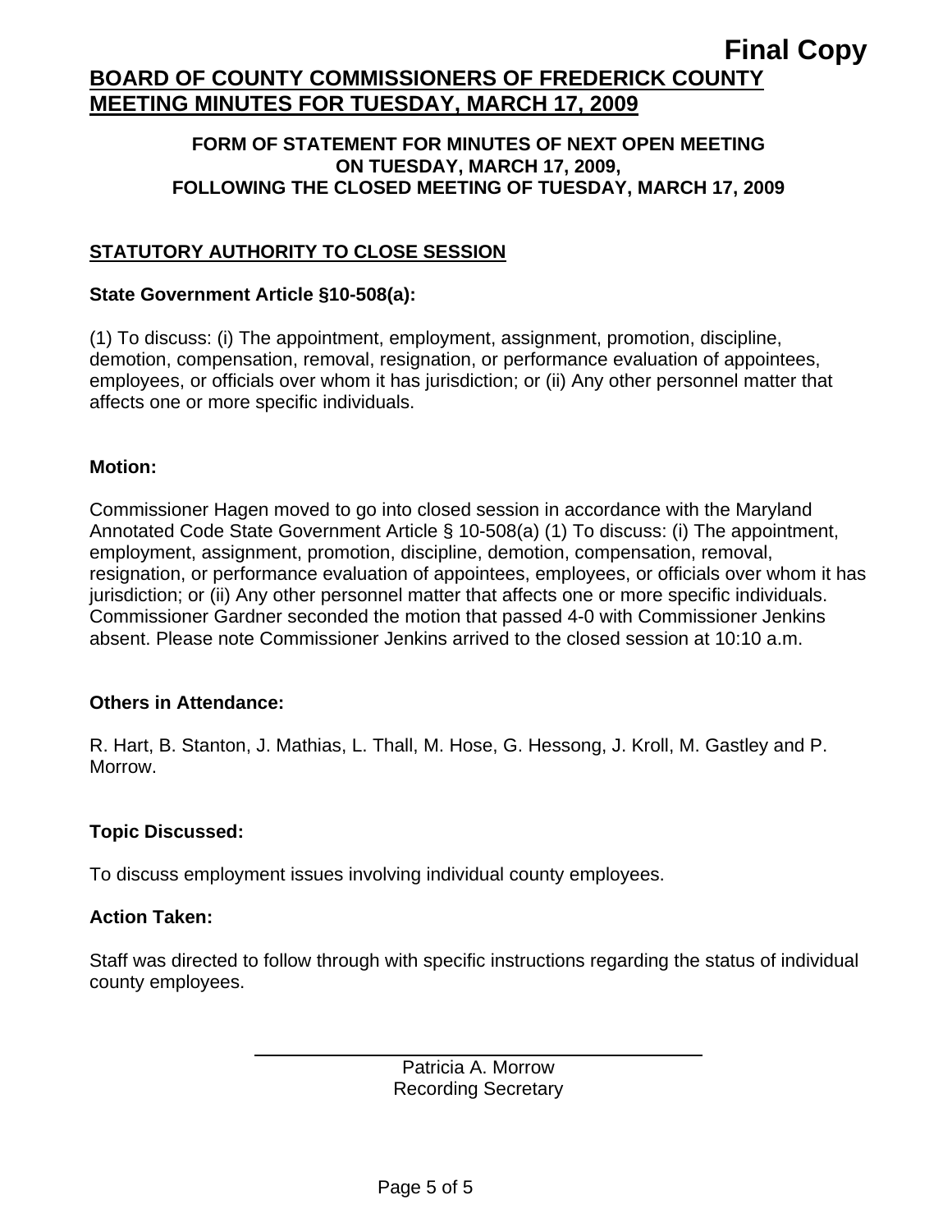**Final Copy**

# BOARD OF COUNTY COMMISSIONERS OF FREDERICK COUNTY MEETING MINUTES FOR TUESDAY, MARCH 17, 2009

**FORM OF STATEMENT FOR MINUTES OF NEXT OPEN MEETING ON TUESDAY, MARCH 17, 2009, FOLLOWING THE CLOSED MEETING OF TUESDAY, MARCH 17, 2009**

## STATUTORY AUTHORITY TO CLOSE SESSION

**State Government Article §10-508(a):**

(1) To discuss: (i) The appointment, employment, assignment, promotion, discipline, demotion, compensation, removal, resignation, or performance evaluation of appointees, employees, or officials over whom it has jurisdiction; or (ii) Any other personnel matter that affects one or more specific individuals.

**Motion:**

Commissioner Hagen moved to go into closed session in accordance with the Maryland Annotated Code State Government Article § 10-508(a) (1) To discuss: (i) The appointment, employment, assignment, promotion, discipline, demotion, compensation, removal, resignation, or performance evaluation of appointees, employees, or officials over whom it has jurisdiction; or (ii) Any other personnel matter that affects one or more specific individuals. Commissioner Gardner seconded the motion that passed 4-0 with Commissioner Jenkins absent. Please note Commissioner Jenkins arrived to the closed session at 10:10 a.m.

**Others in Attendance:**

R. Hart, B. Stanton, J. Mathias, L. Thall, M. Hose, G. Hessong, J. Kroll, M. Gastley and P. Morrow.

**Topic Discussed:**

To discuss employment issues involving individual county employees.

**Action Taken:**

Staff was directed to follow through with specific instructions regarding the status of individual county employees.

Patricia A. Morrow
Recording Secretary